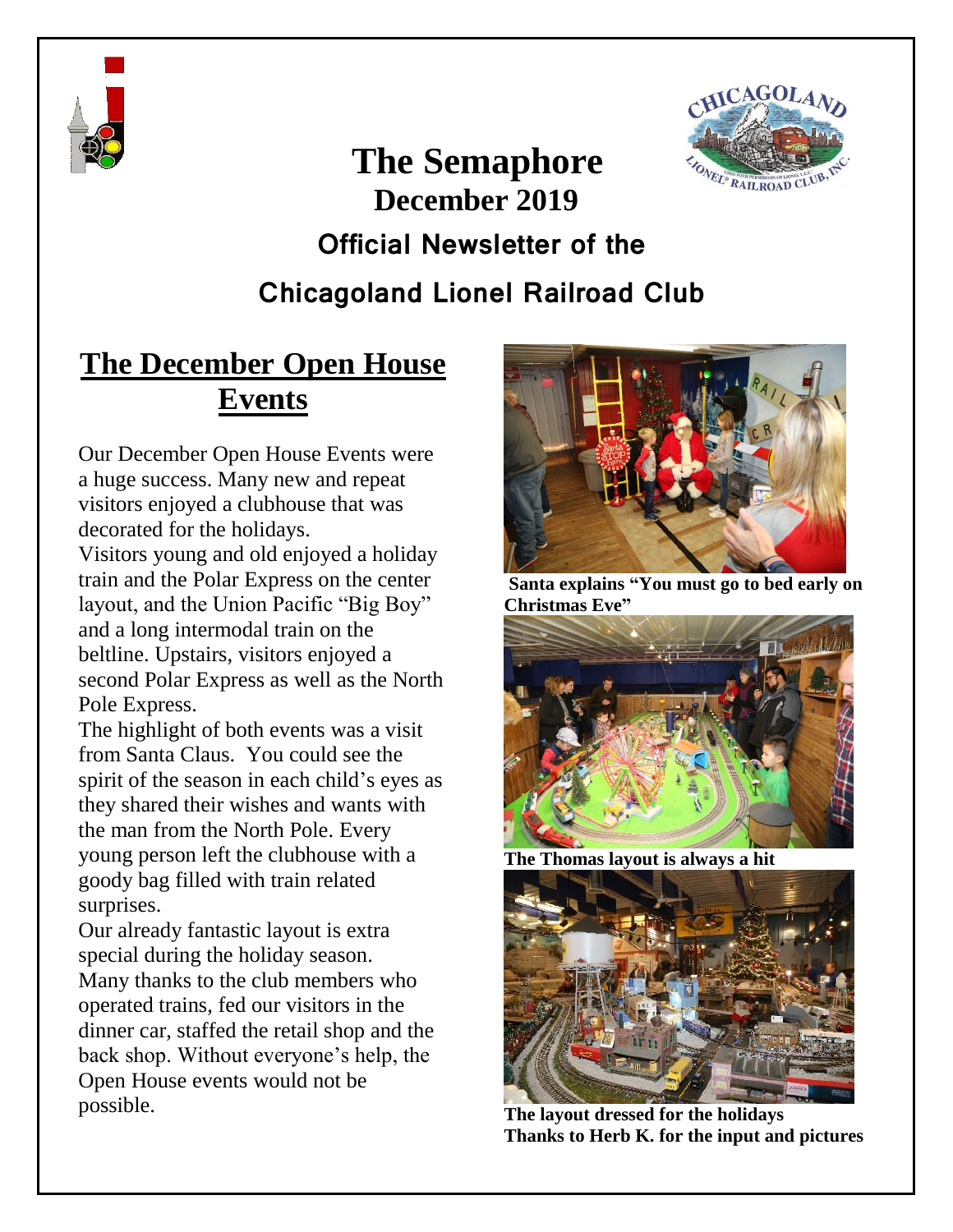# The Semaphore

## December 2019

### Official Newsletter of the

### Chicagoland Lionel Railroad Club

## The December Open House Events

Our December Open House Events were a huge success. Many new and repeat visitors enjoyed a clubhouse that was decorated for the holidays.

Visitors young and old enjoyed a holiday train and the Polar Express on the center layout, and the Union Pacific "Big Boy" and a long intermodal train on the beltline. Upstairs, visitors enjoyed a second Polar Express as well as the North Pole Express.

The highlight of both events was a visit from Santa Claus. You could see the spirit of the season in each child's eyes as they shared their wishes and wants with the man from the North Pole. Every young person left the clubhouse with a goody bag filled with train related surprises.

Our already fantastic layout is extra special during the holiday season.

Many thanks to the club members who operated trains, fed our visitors in the dinner car, staffed the retail shop and the back shop. Without everyone's help, the Open House events would not be possible.

**Santa explains "You must go to bed early on Christmas Eve"**

**The Thomas layout is always a hit**

**The layout dressed for the holidays**
**Thanks to Herb K. for the input and pictures**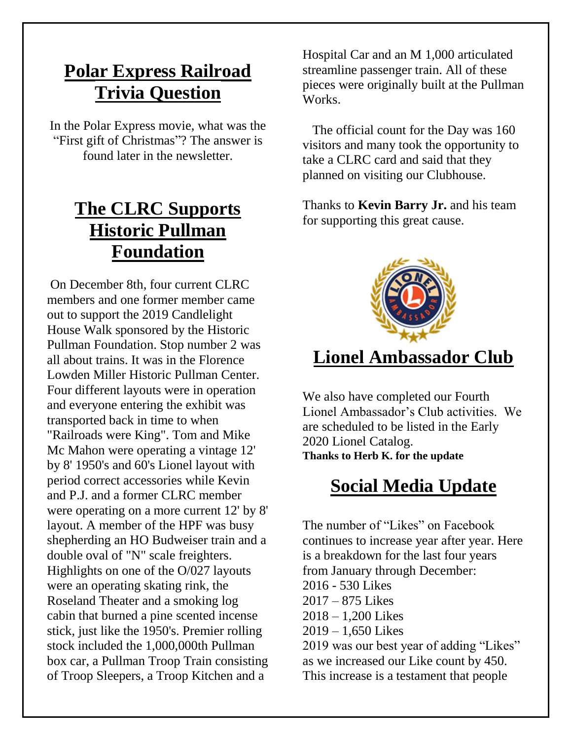## Polar Express Railroad Trivia Question

In the Polar Express movie, what was the "First gift of Christmas"? The answer is found later in the newsletter.

## The CLRC Supports Historic Pullman Foundation

On December 8th, four current CLRC members and one former member came out to support the 2019 Candlelight House Walk sponsored by the Historic Pullman Foundation. Stop number 2 was all about trains. It was in the Florence Lowden Miller Historic Pullman Center. Four different layouts were in operation and everyone entering the exhibit was transported back in time to when "Railroads were King". Tom and Mike Mc Mahon were operating a vintage 12' by 8' 1950's and 60's Lionel layout with period correct accessories while Kevin and P.J. and a former CLRC member were operating on a more current 12' by 8' layout. A member of the HPF was busy shepherding an HO Budweiser train and a double oval of "N" scale freighters. Highlights on one of the O/027 layouts were an operating skating rink, the Roseland Theater and a smoking log cabin that burned a pine scented incense stick, just like the 1950's. Premier rolling stock included the 1,000,000th Pullman box car, a Pullman Troop Train consisting of Troop Sleepers, a Troop Kitchen and a Hospital Car and an M 1,000 articulated streamline passenger train. All of these pieces were originally built at the Pullman Works.

The official count for the Day was 160 visitors and many took the opportunity to take a CLRC card and said that they planned on visiting our Clubhouse.

Thanks to **Kevin Barry Jr.** and his team for supporting this great cause.

## Lionel Ambassador Club

We also have completed our Fourth Lionel Ambassador's Club activities. We are scheduled to be listed in the Early 2020 Lionel Catalog.

**Thanks to Herb K. for the update**

## Social Media Update

The number of "Likes" on Facebook continues to increase year after year. Here is a breakdown for the last four years from January through December:

2016 - 530 Likes
2017 – 875 Likes
2018 – 1,200 Likes
2019 – 1,650 Likes

2019 was our best year of adding "Likes" as we increased our Like count by 450. This increase is a testament that people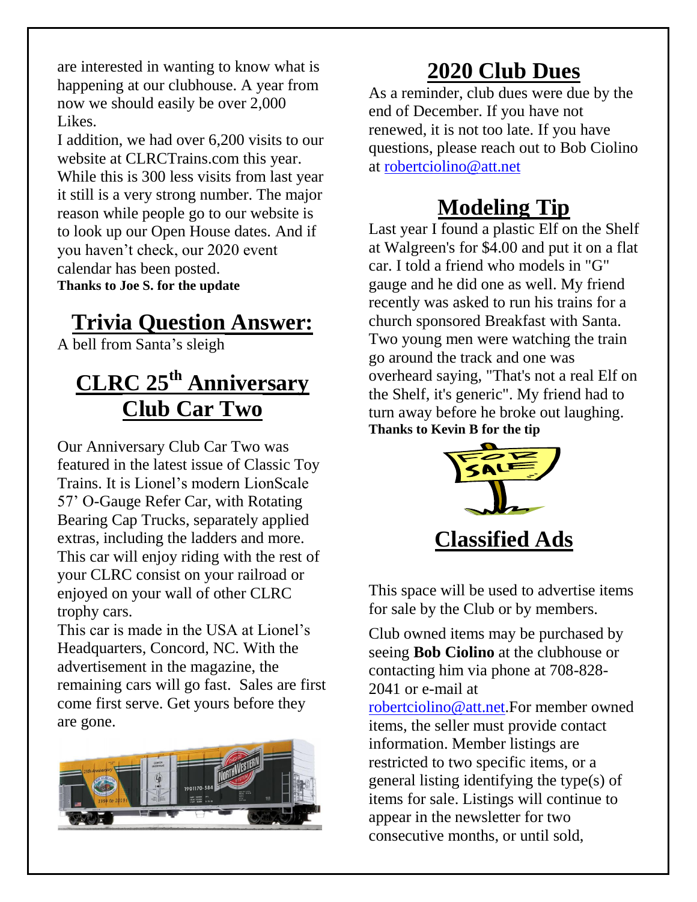are interested in wanting to know what is happening at our clubhouse. A year from now we should easily be over 2,000 Likes.

I addition, we had over 6,200 visits to our website at CLRCTrains.com this year. While this is 300 less visits from last year it still is a very strong number. The major reason while people go to our website is to look up our Open House dates. And if you haven't check, our 2020 event calendar has been posted.

**Thanks to Joe S. for the update**

## Trivia Question Answer:

A bell from Santa's sleigh

## CLRC 25th Anniversary Club Car Two

Our Anniversary Club Car Two was featured in the latest issue of Classic Toy Trains. It is Lionel's modern LionScale 57' O-Gauge Refer Car, with Rotating Bearing Cap Trucks, separately applied extras, including the ladders and more. This car will enjoy riding with the rest of your CLRC consist on your railroad or enjoyed on your wall of other CLRC trophy cars.

This car is made in the USA at Lionel's Headquarters, Concord, NC. With the advertisement in the magazine, the remaining cars will go fast. Sales are first come first serve. Get yours before they are gone.

## 2020 Club Dues

As a reminder, club dues were due by the end of December. If you have not renewed, it is not too late. If you have questions, please reach out to Bob Ciolino at robertciolino@att.net

## Modeling Tip

Last year I found a plastic Elf on the Shelf at Walgreen's for $4.00 and put it on a flat car. I told a friend who models in "G" gauge and he did one as well. My friend recently was asked to run his trains for a church sponsored Breakfast with Santa. Two young men were watching the train go around the track and one was overheard saying, "That's not a real Elf on the Shelf, it's generic". My friend had to turn away before he broke out laughing.

**Thanks to Kevin B for the tip**

## Classified Ads

This space will be used to advertise items for sale by the Club or by members.

Club owned items may be purchased by seeing **Bob Ciolino** at the clubhouse or contacting him via phone at 708-828-2041 or e-mail at robertciolino@att.net.For member owned items, the seller must provide contact information. Member listings are restricted to two specific items, or a general listing identifying the type(s) of items for sale. Listings will continue to appear in the newsletter for two consecutive months, or until sold,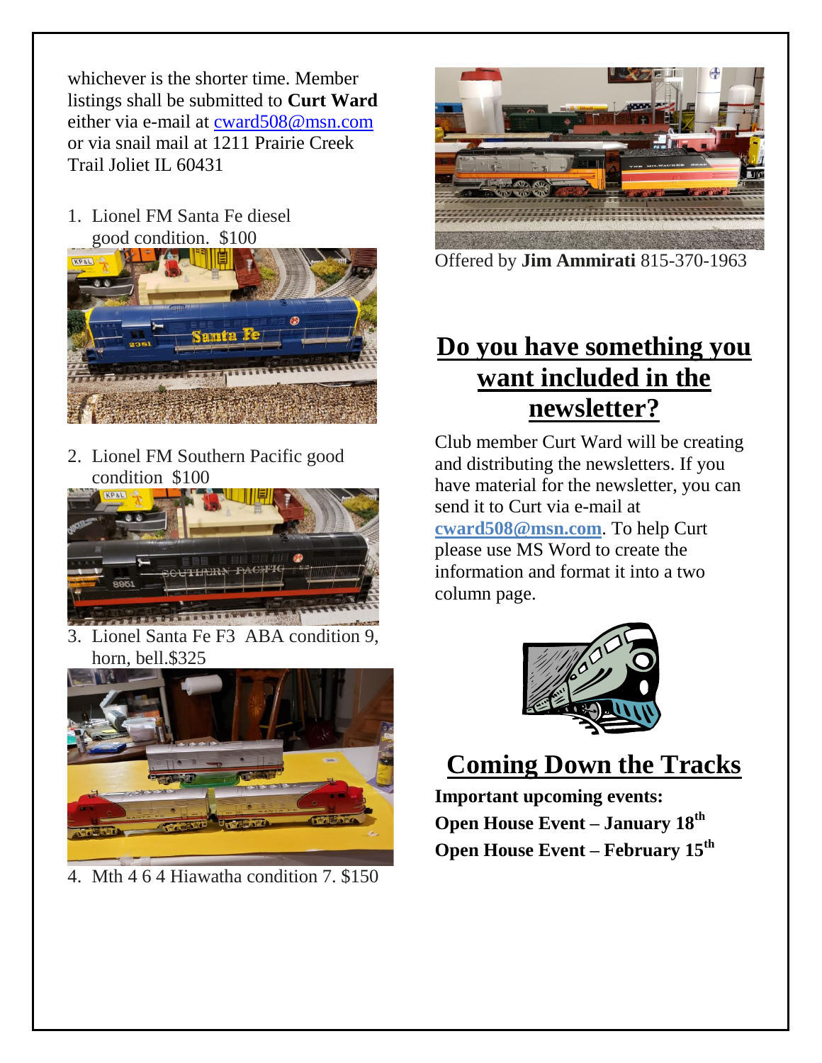whichever is the shorter time. Member listings shall be submitted to **Curt Ward** either via e-mail at cward508@msn.com or via snail mail at 1211 Prairie Creek Trail Joliet IL 60431

1. Lionel FM Santa Fe diesel good condition. $100

2. Lionel FM Southern Pacific good condition $100

3. Lionel Santa Fe F3 ABA condition 9, horn, bell.$325

4. Mth 4 6 4 Hiawatha condition 7. $150

Offered by **Jim Ammirati** 815-370-1963

# Do you have something you want included in the newsletter?

Club member Curt Ward will be creating and distributing the newsletters. If you have material for the newsletter, you can send it to Curt via e-mail at **cward508@msn.com**. To help Curt please use MS Word to create the information and format it into a two column page.

# Coming Down the Tracks

**Important upcoming events:**

**Open House Event – January 18th**

**Open House Event – February 15th**